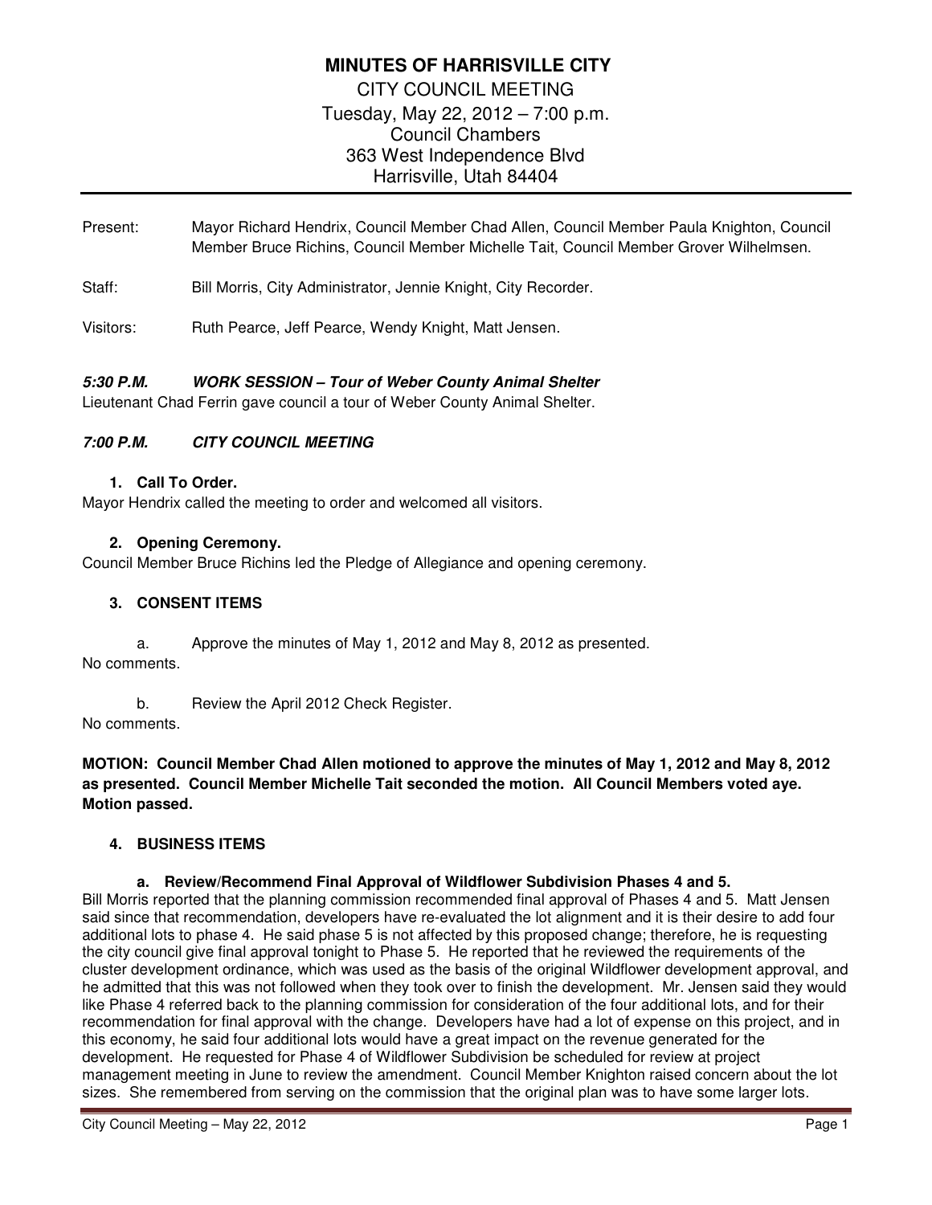# MINUTES OF HARRISVILLE CITY

CITY COUNCIL MEETING
Tuesday, May 22, 2012 – 7:00 p.m.
Council Chambers
363 West Independence Blvd
Harrisville, Utah 84404

Present: Mayor Richard Hendrix, Council Member Chad Allen, Council Member Paula Knighton, Council Member Bruce Richins, Council Member Michelle Tait, Council Member Grover Wilhelmsen.

Staff: Bill Morris, City Administrator, Jennie Knight, City Recorder.

Visitors: Ruth Pearce, Jeff Pearce, Wendy Knight, Matt Jensen.

***5:30 P.M. WORK SESSION – Tour of Weber County Animal Shelter***

Lieutenant Chad Ferrin gave council a tour of Weber County Animal Shelter.

***7:00 P.M. CITY COUNCIL MEETING***

**1. Call To Order.**

Mayor Hendrix called the meeting to order and welcomed all visitors.

**2. Opening Ceremony.**

Council Member Bruce Richins led the Pledge of Allegiance and opening ceremony.

**3. CONSENT ITEMS**

a. Approve the minutes of May 1, 2012 and May 8, 2012 as presented.

No comments.

b. Review the April 2012 Check Register.

No comments.

**MOTION: Council Member Chad Allen motioned to approve the minutes of May 1, 2012 and May 8, 2012 as presented. Council Member Michelle Tait seconded the motion. All Council Members voted aye. Motion passed.**

**4. BUSINESS ITEMS**

**a. Review/Recommend Final Approval of Wildflower Subdivision Phases 4 and 5.**

Bill Morris reported that the planning commission recommended final approval of Phases 4 and 5. Matt Jensen said since that recommendation, developers have re-evaluated the lot alignment and it is their desire to add four additional lots to phase 4. He said phase 5 is not affected by this proposed change; therefore, he is requesting the city council give final approval tonight to Phase 5. He reported that he reviewed the requirements of the cluster development ordinance, which was used as the basis of the original Wildflower development approval, and he admitted that this was not followed when they took over to finish the development. Mr. Jensen said they would like Phase 4 referred back to the planning commission for consideration of the four additional lots, and for their recommendation for final approval with the change. Developers have had a lot of expense on this project, and in this economy, he said four additional lots would have a great impact on the revenue generated for the development. He requested for Phase 4 of Wildflower Subdivision be scheduled for review at project management meeting in June to review the amendment. Council Member Knighton raised concern about the lot sizes. She remembered from serving on the commission that the original plan was to have some larger lots.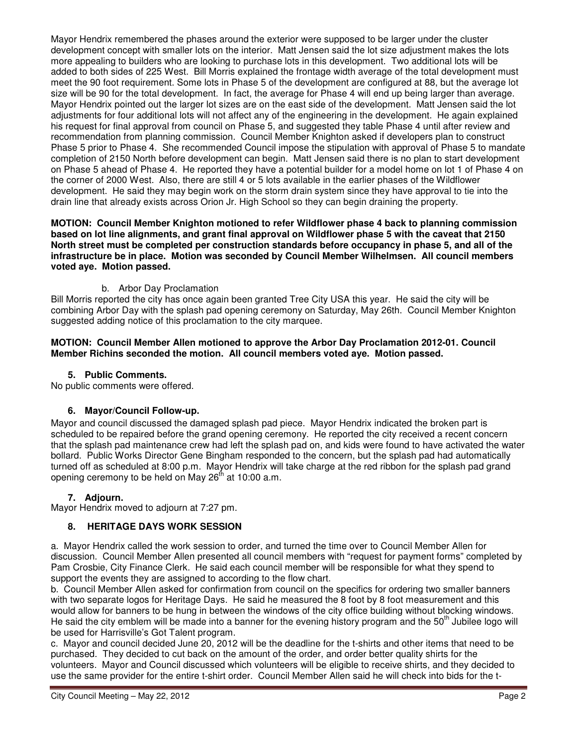Mayor Hendrix remembered the phases around the exterior were supposed to be larger under the cluster development concept with smaller lots on the interior. Matt Jensen said the lot size adjustment makes the lots more appealing to builders who are looking to purchase lots in this development. Two additional lots will be added to both sides of 225 West. Bill Morris explained the frontage width average of the total development must meet the 90 foot requirement. Some lots in Phase 5 of the development are configured at 88, but the average lot size will be 90 for the total development. In fact, the average for Phase 4 will end up being larger than average. Mayor Hendrix pointed out the larger lot sizes are on the east side of the development. Matt Jensen said the lot adjustments for four additional lots will not affect any of the engineering in the development. He again explained his request for final approval from council on Phase 5, and suggested they table Phase 4 until after review and recommendation from planning commission. Council Member Knighton asked if developers plan to construct Phase 5 prior to Phase 4. She recommended Council impose the stipulation with approval of Phase 5 to mandate completion of 2150 North before development can begin. Matt Jensen said there is no plan to start development on Phase 5 ahead of Phase 4. He reported they have a potential builder for a model home on lot 1 of Phase 4 on the corner of 2000 West. Also, there are still 4 or 5 lots available in the earlier phases of the Wildflower development. He said they may begin work on the storm drain system since they have approval to tie into the drain line that already exists across Orion Jr. High School so they can begin draining the property.

**MOTION: Council Member Knighton motioned to refer Wildflower phase 4 back to planning commission based on lot line alignments, and grant final approval on Wildflower phase 5 with the caveat that 2150 North street must be completed per construction standards before occupancy in phase 5, and all of the infrastructure be in place. Motion was seconded by Council Member Wilhelmsen. All council members voted aye. Motion passed.**

b. Arbor Day Proclamation

Bill Morris reported the city has once again been granted Tree City USA this year. He said the city will be combining Arbor Day with the splash pad opening ceremony on Saturday, May 26th. Council Member Knighton suggested adding notice of this proclamation to the city marquee.

**MOTION: Council Member Allen motioned to approve the Arbor Day Proclamation 2012-01. Council Member Richins seconded the motion. All council members voted aye. Motion passed.**

### 5. Public Comments.

No public comments were offered.

### 6. Mayor/Council Follow-up.

Mayor and council discussed the damaged splash pad piece. Mayor Hendrix indicated the broken part is scheduled to be repaired before the grand opening ceremony. He reported the city received a recent concern that the splash pad maintenance crew had left the splash pad on, and kids were found to have activated the water bollard. Public Works Director Gene Bingham responded to the concern, but the splash pad had automatically turned off as scheduled at 8:00 p.m. Mayor Hendrix will take charge at the red ribbon for the splash pad grand opening ceremony to be held on May 26th at 10:00 a.m.

### 7. Adjourn.

Mayor Hendrix moved to adjourn at 7:27 pm.

### 8. HERITAGE DAYS WORK SESSION

a. Mayor Hendrix called the work session to order, and turned the time over to Council Member Allen for discussion. Council Member Allen presented all council members with "request for payment forms" completed by Pam Crosbie, City Finance Clerk. He said each council member will be responsible for what they spend to support the events they are assigned to according to the flow chart.

b. Council Member Allen asked for confirmation from council on the specifics for ordering two smaller banners with two separate logos for Heritage Days. He said he measured the 8 foot by 8 foot measurement and this would allow for banners to be hung in between the windows of the city office building without blocking windows. He said the city emblem will be made into a banner for the evening history program and the 50th Jubilee logo will be used for Harrisville's Got Talent program.

c. Mayor and council decided June 20, 2012 will be the deadline for the t-shirts and other items that need to be purchased. They decided to cut back on the amount of the order, and order better quality shirts for the volunteers. Mayor and Council discussed which volunteers will be eligible to receive shirts, and they decided to use the same provider for the entire t-shirt order. Council Member Allen said he will check into bids for the t-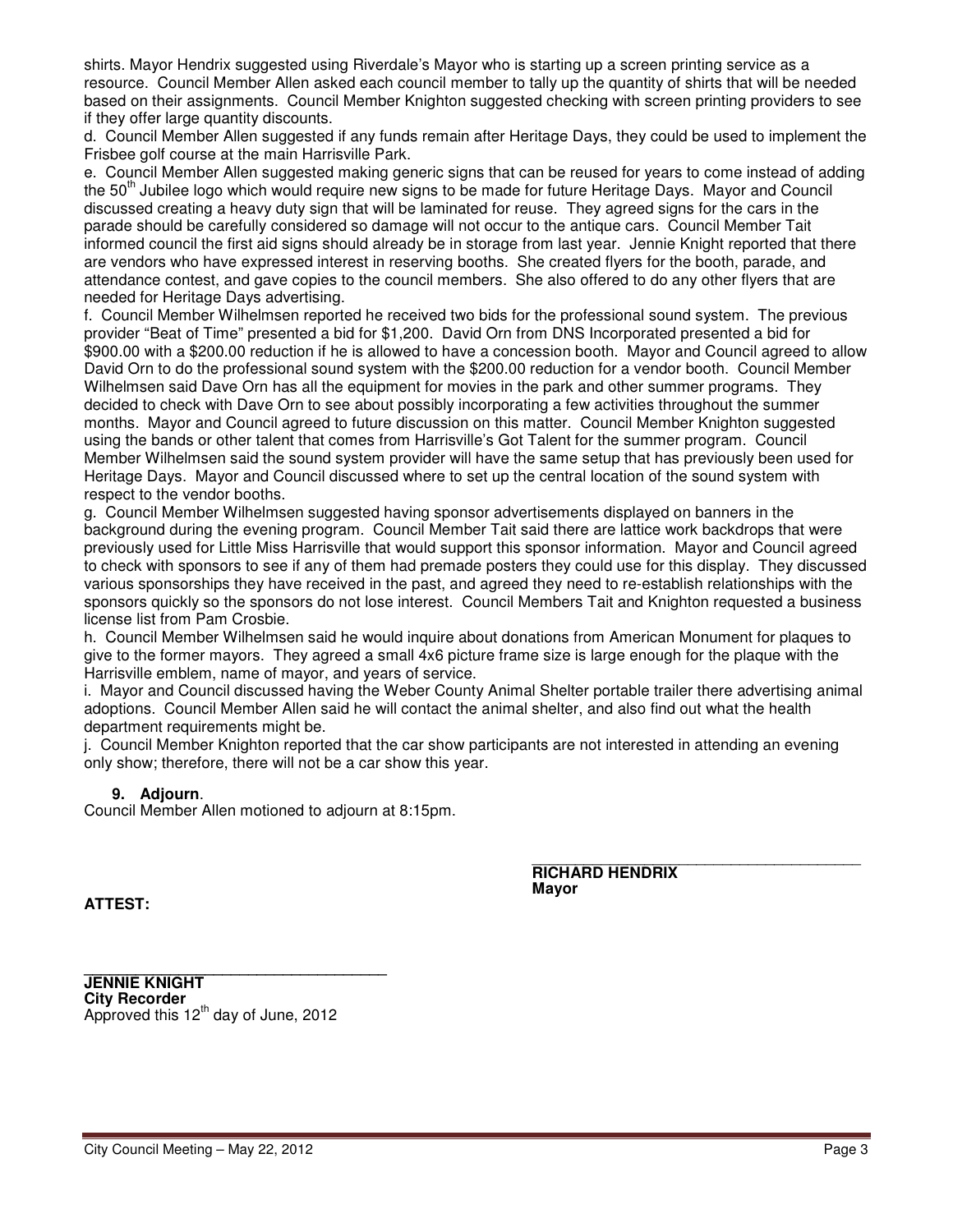shirts. Mayor Hendrix suggested using Riverdale's Mayor who is starting up a screen printing service as a resource. Council Member Allen asked each council member to tally up the quantity of shirts that will be needed based on their assignments. Council Member Knighton suggested checking with screen printing providers to see if they offer large quantity discounts.

d. Council Member Allen suggested if any funds remain after Heritage Days, they could be used to implement the Frisbee golf course at the main Harrisville Park.

e. Council Member Allen suggested making generic signs that can be reused for years to come instead of adding the 50th Jubilee logo which would require new signs to be made for future Heritage Days. Mayor and Council discussed creating a heavy duty sign that will be laminated for reuse. They agreed signs for the cars in the parade should be carefully considered so damage will not occur to the antique cars. Council Member Tait informed council the first aid signs should already be in storage from last year. Jennie Knight reported that there are vendors who have expressed interest in reserving booths. She created flyers for the booth, parade, and attendance contest, and gave copies to the council members. She also offered to do any other flyers that are needed for Heritage Days advertising.

f. Council Member Wilhelmsen reported he received two bids for the professional sound system. The previous provider "Beat of Time" presented a bid for $1,200. David Orn from DNS Incorporated presented a bid for $900.00 with a $200.00 reduction if he is allowed to have a concession booth. Mayor and Council agreed to allow David Orn to do the professional sound system with the $200.00 reduction for a vendor booth. Council Member Wilhelmsen said Dave Orn has all the equipment for movies in the park and other summer programs. They decided to check with Dave Orn to see about possibly incorporating a few activities throughout the summer months. Mayor and Council agreed to future discussion on this matter. Council Member Knighton suggested using the bands or other talent that comes from Harrisville's Got Talent for the summer program. Council Member Wilhelmsen said the sound system provider will have the same setup that has previously been used for Heritage Days. Mayor and Council discussed where to set up the central location of the sound system with respect to the vendor booths.

g. Council Member Wilhelmsen suggested having sponsor advertisements displayed on banners in the background during the evening program. Council Member Tait said there are lattice work backdrops that were previously used for Little Miss Harrisville that would support this sponsor information. Mayor and Council agreed to check with sponsors to see if any of them had premade posters they could use for this display. They discussed various sponsorships they have received in the past, and agreed they need to re-establish relationships with the sponsors quickly so the sponsors do not lose interest. Council Members Tait and Knighton requested a business license list from Pam Crosbie.

h. Council Member Wilhelmsen said he would inquire about donations from American Monument for plaques to give to the former mayors. They agreed a small 4x6 picture frame size is large enough for the plaque with the Harrisville emblem, name of mayor, and years of service.

i. Mayor and Council discussed having the Weber County Animal Shelter portable trailer there advertising animal adoptions. Council Member Allen said he will contact the animal shelter, and also find out what the health department requirements might be.

j. Council Member Knighton reported that the car show participants are not interested in attending an evening only show; therefore, there will not be a car show this year.

**9. Adjourn**.
Council Member Allen motioned to adjourn at 8:15pm.

\_\_\_\_\_\_\_\_\_\_\_\_\_\_\_\_\_\_\_\_\_\_\_\_\_\_\_\_\_\_\_\_\_\_\_\_\_\_\_\_
**RICHARD HENDRIX**
**Mayor**

**ATTEST:**

\_\_\_\_\_\_\_\_\_\_\_\_\_\_\_\_\_\_\_\_\_\_\_\_\_\_\_\_\_\_\_\_\_\_\_\_\_\_\_\_
**JENNIE KNIGHT**
**City Recorder**
Approved this 12th day of June, 2012